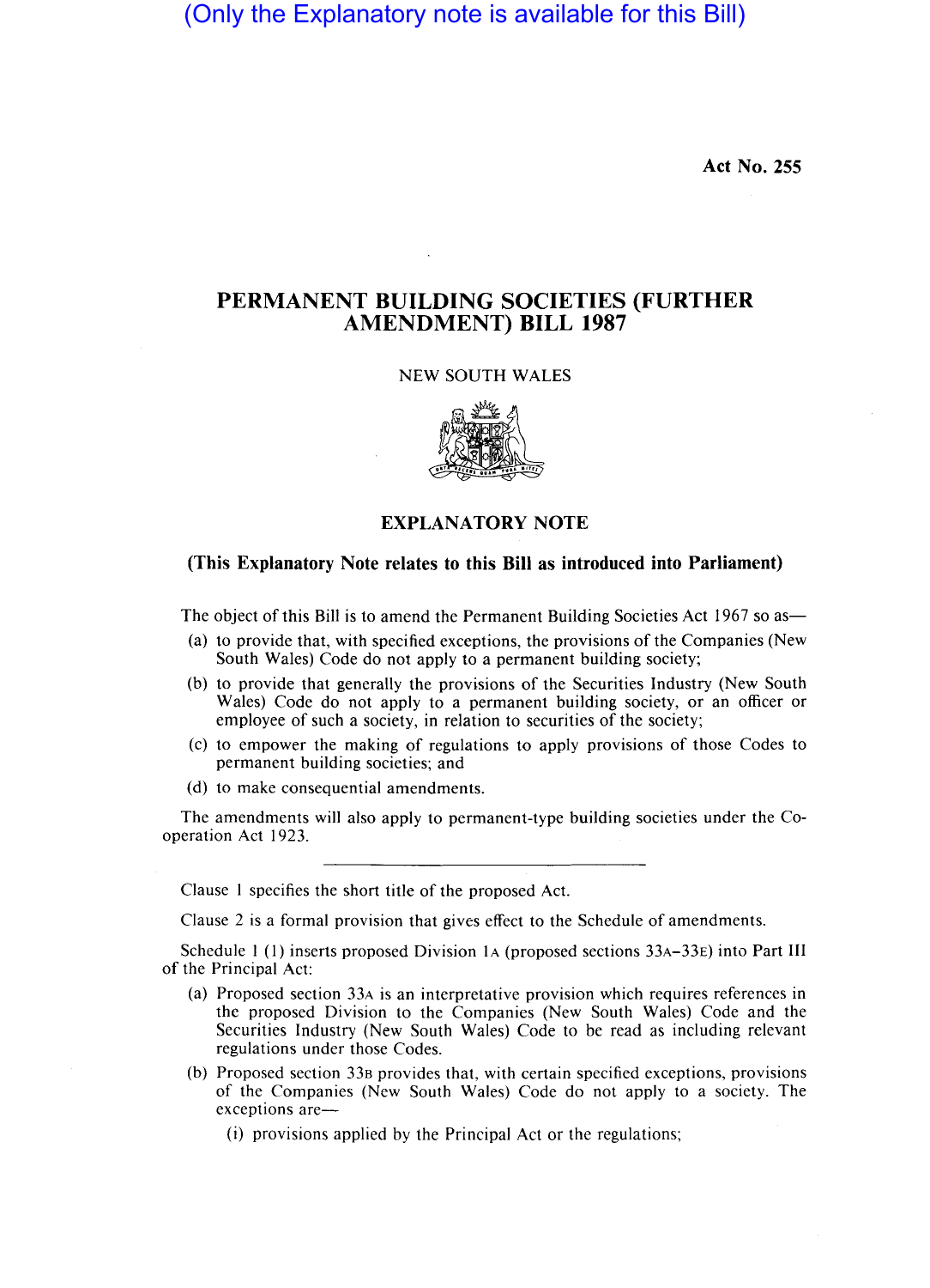(Only the Explanatory note is available for this Bill)

Act No. 255

# PERMANENT BUILDING SOCIETIES (FURTHER AMENDMENT) BILL 1987

NEW SOUTH WALES

## EXPLANATORY NOTE

**(This Explanatory Note relates to this Bill as introduced into Parliament)**

The object of this Bill is to amend the Permanent Building Societies Act 1967 so as—

(a) to provide that, with specified exceptions, the provisions of the Companies (New South Wales) Code do not apply to a permanent building society;

(b) to provide that generally the provisions of the Securities Industry (New South Wales) Code do not apply to a permanent building society, or an officer or employee of such a society, in relation to securities of the society;

(c) to empower the making of regulations to apply provisions of those Codes to permanent building societies; and

(d) to make consequential amendments.

The amendments will also apply to permanent-type building societies under the Co-operation Act 1923.

---

Clause 1 specifies the short title of the proposed Act.

Clause 2 is a formal provision that gives effect to the Schedule of amendments.

Schedule 1 (1) inserts proposed Division 1A (proposed sections 33A–33E) into Part III of the Principal Act:

(a) Proposed section 33A is an interpretative provision which requires references in the proposed Division to the Companies (New South Wales) Code and the Securities Industry (New South Wales) Code to be read as including relevant regulations under those Codes.

(b) Proposed section 33B provides that, with certain specified exceptions, provisions of the Companies (New South Wales) Code do not apply to a society. The exceptions are—

(i) provisions applied by the Principal Act or the regulations;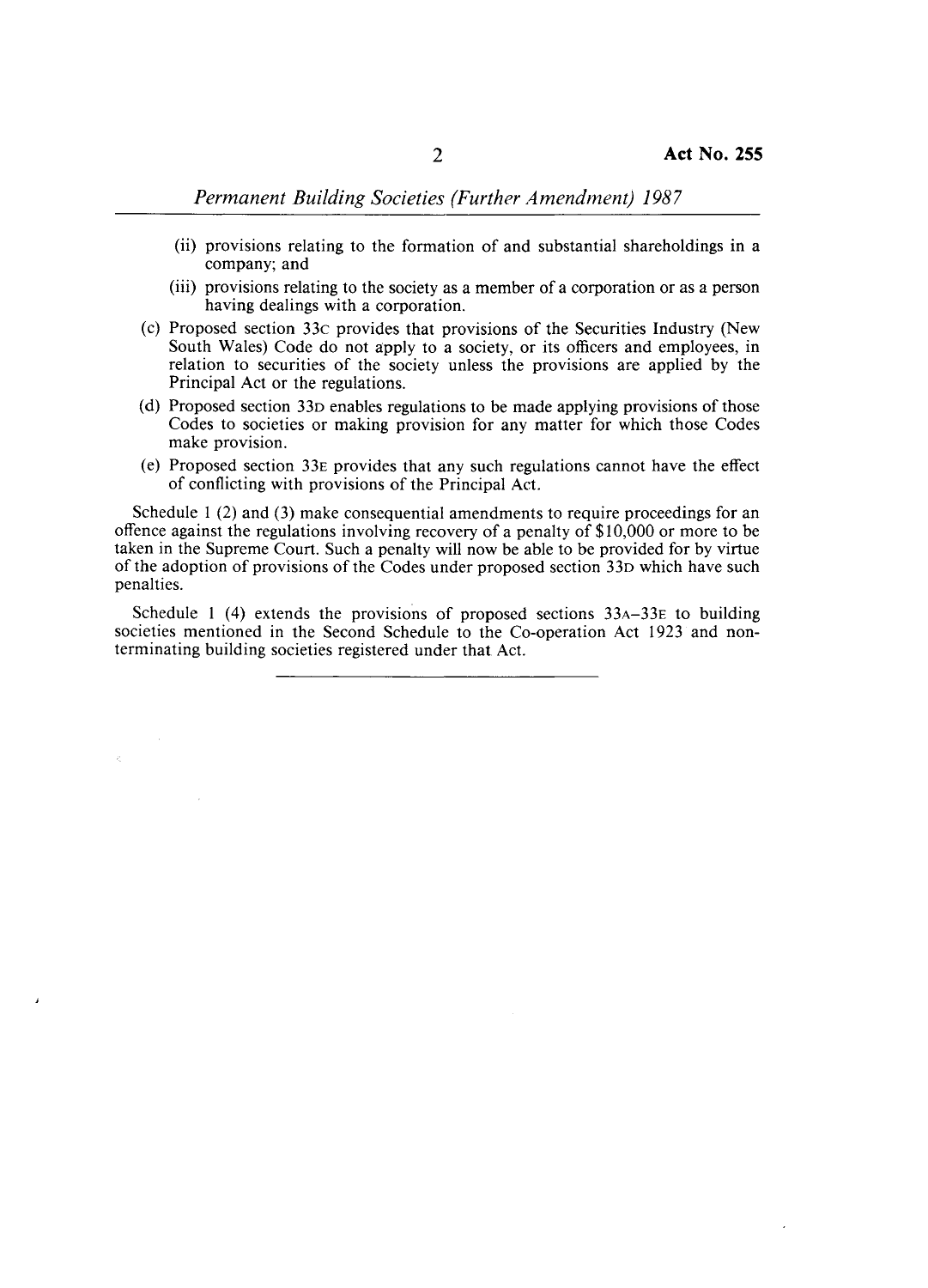(ii) provisions relating to the formation of and substantial shareholdings in a company; and

(iii) provisions relating to the society as a member of a corporation or as a person having dealings with a corporation.

(c) Proposed section 33C provides that provisions of the Securities Industry (New South Wales) Code do not apply to a society, or its officers and employees, in relation to securities of the society unless the provisions are applied by the Principal Act or the regulations.

(d) Proposed section 33D enables regulations to be made applying provisions of those Codes to societies or making provision for any matter for which those Codes make provision.

(e) Proposed section 33E provides that any such regulations cannot have the effect of conflicting with provisions of the Principal Act.

Schedule 1 (2) and (3) make consequential amendments to require proceedings for an offence against the regulations involving recovery of a penalty of $10,000 or more to be taken in the Supreme Court. Such a penalty will now be able to be provided for by virtue of the adoption of provisions of the Codes under proposed section 33D which have such penalties.

Schedule 1 (4) extends the provisions of proposed sections 33A–33E to building societies mentioned in the Second Schedule to the Co-operation Act 1923 and non-terminating building societies registered under that Act.